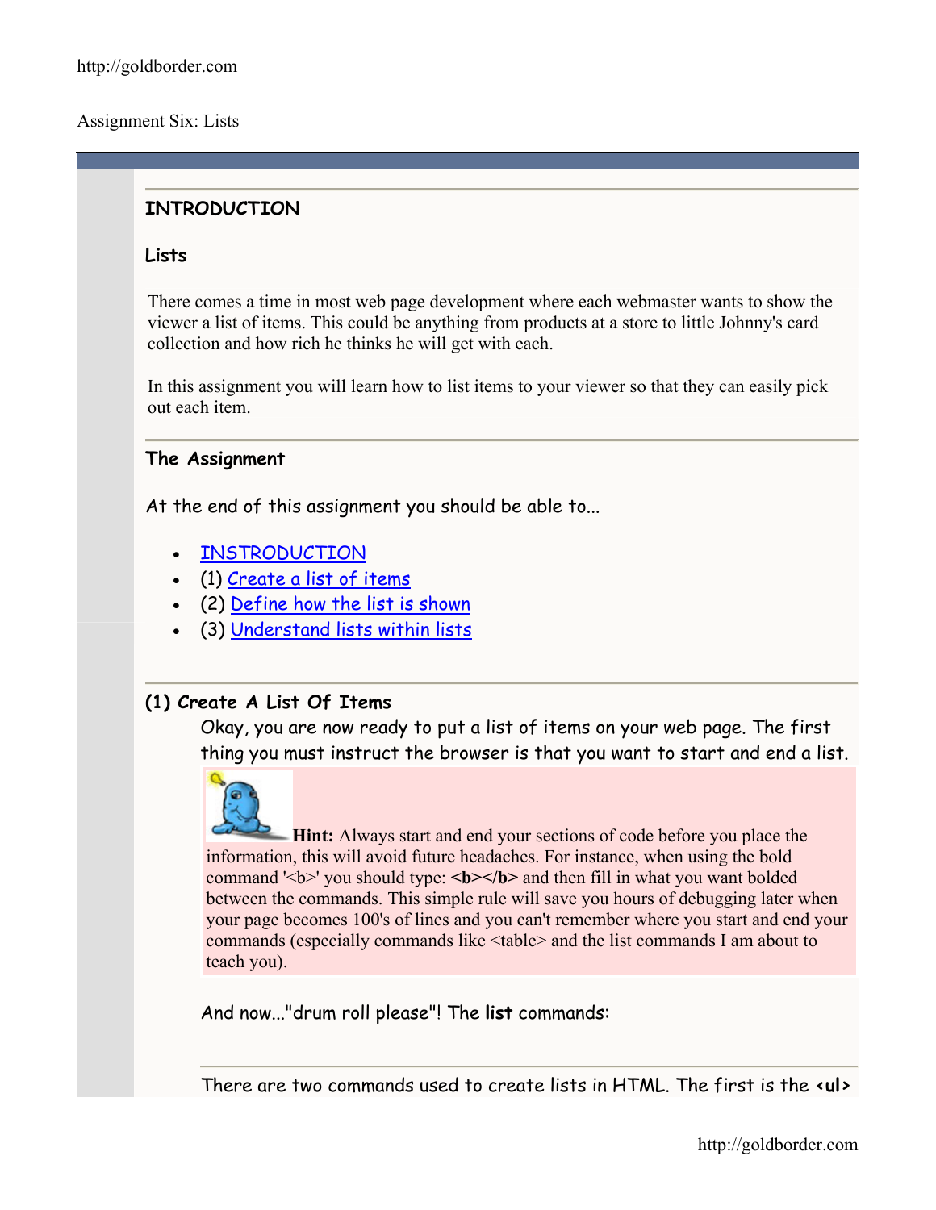Assignment Six: Lists

## INTRODUCTION

### Lists

There comes a time in most web page development where each webmaster wants to show the viewer a list of items. This could be anything from products at a store to little Johnny's card collection and how rich he thinks he will get with each.

In this assignment you will learn how to list items to your viewer so that they can easily pick out each item.

### The Assignment

At the end of this assignment you should be able to...

- INSTRODUCTION
- (1) Create a list of items
- (2) Define how the list is shown
- (3) Understand lists within lists

### (1) Create A List Of Items

Okay, you are now ready to put a list of items on your web page. The first thing you must instruct the browser is that you want to start and end a list.

**Hint:** Always start and end your sections of code before you place the information, this will avoid future headaches. For instance, when using the bold command '<b>' you should type: **<b></b>** and then fill in what you want bolded between the commands. This simple rule will save you hours of debugging later when your page becomes 100's of lines and you can't remember where you start and end your commands (especially commands like <table> and the list commands I am about to teach you).

And now..."drum roll please"! The **list** commands:

There are two commands used to create lists in HTML. The first is the **<ul>**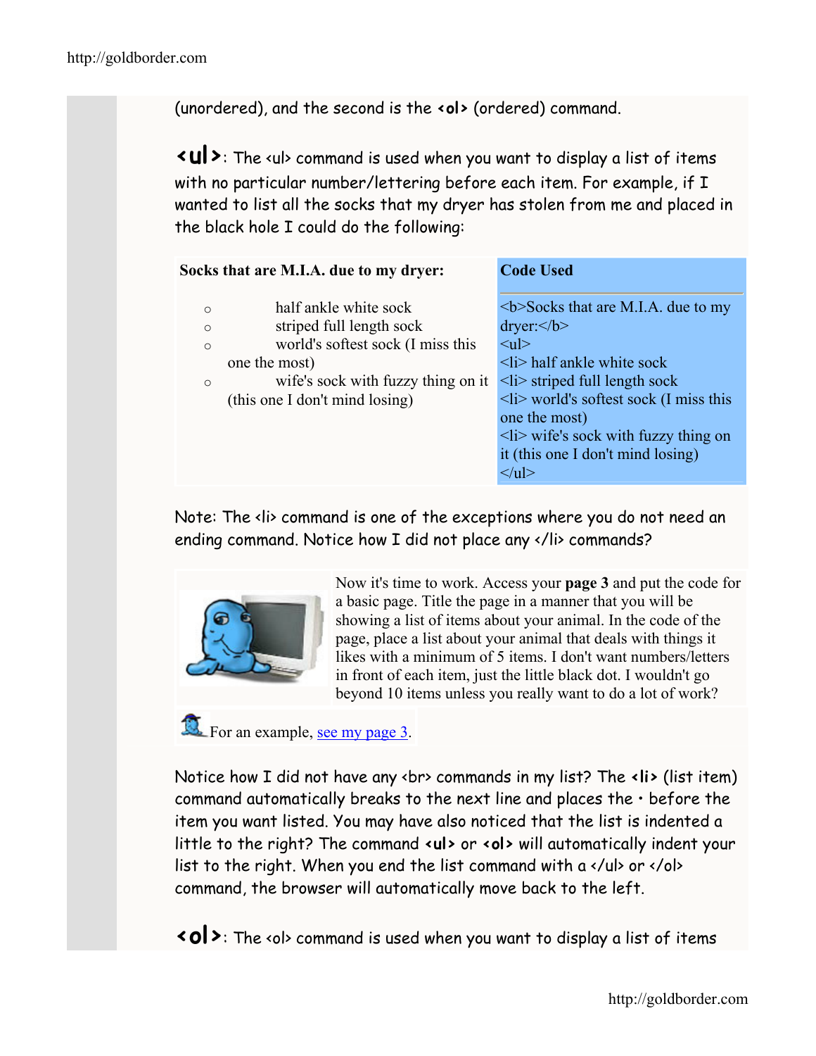(unordered), and the second is the **<ol>** (ordered) command.

**<ul>**: The <ul> command is used when you want to display a list of items with no particular number/lettering before each item. For example, if I wanted to list all the socks that my dryer has stolen from me and placed in the black hole I could do the following:

| Socks that are M.I.A. due to my dryer: | Code Used |
|---|---|
| ○ half ankle white sock<br>○ striped full length sock<br>○ world's softest sock (I miss this one the most)<br>○ wife's sock with fuzzy thing on it (this one I don't mind losing) | <b>Socks that are M.I.A. due to my dryer:</b><br><ul><br><li> half ankle white sock<br><li> striped full length sock<br><li> world's softest sock (I miss this one the most)<br><li> wife's sock with fuzzy thing on it (this one I don't mind losing)<br></ul> |

Note: The <li> command is one of the exceptions where you do not need an ending command. Notice how I did not place any </li> commands?

Now it's time to work. Access your **page 3** and put the code for a basic page. Title the page in a manner that you will be showing a list of items about your animal. In the code of the page, place a list about your animal that deals with things it likes with a minimum of 5 items. I don't want numbers/letters in front of each item, just the little black dot. I wouldn't go beyond 10 items unless you really want to do a lot of work?

For an example, see my page 3.

Notice how I did not have any <br> commands in my list? The **<li>** (list item) command automatically breaks to the next line and places the • before the item you want listed. You may have also noticed that the list is indented a little to the right? The command **<ul>** or **<ol>** will automatically indent your list to the right. When you end the list command with a </ul> or </ol> command, the browser will automatically move back to the left.

**<ol>**: The <ol> command is used when you want to display a list of items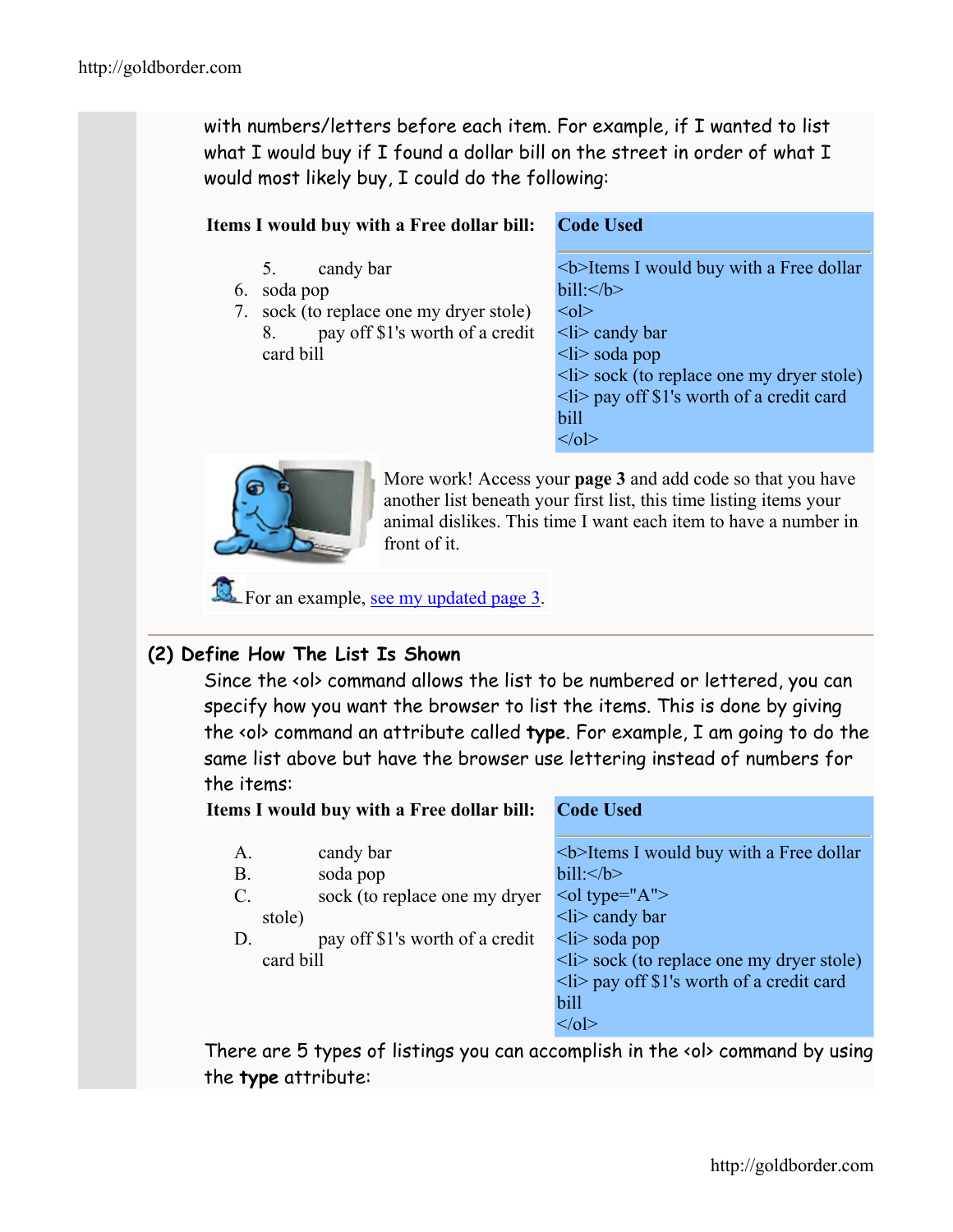with numbers/letters before each item. For example, if I wanted to list what I would buy if I found a dollar bill on the street in order of what I would most likely buy, I could do the following:

| Items I would buy with a Free dollar bill: | Code Used |
|---|---|
| 5. candy bar<br>6. soda pop<br>7. sock (to replace one my dryer stole)<br>8. pay off $1's worth of a credit card bill | `<b>Items I would buy with a Free dollar bill:</b>`<br>`<ol>`<br>`<li> candy bar`<br>`<li> soda pop`<br>`<li> sock (to replace one my dryer stole)`<br>`<li> pay off $1's worth of a credit card bill`<br>`</ol>` |

More work! Access your **page 3** and add code so that you have another list beneath your first list, this time listing items your animal dislikes. This time I want each item to have a number in front of it.

For an example, see my updated page 3.

### (2) Define How The List Is Shown

Since the <ol> command allows the list to be numbered or lettered, you can specify how you want the browser to list the items. This is done by giving the <ol> command an attribute called **type**. For example, I am going to do the same list above but have the browser use lettering instead of numbers for the items:

| Items I would buy with a Free dollar bill: | Code Used |
|---|---|
| A. candy bar<br>B. soda pop<br>C. sock (to replace one my dryer stole)<br>D. pay off $1's worth of a credit card bill | `<b>Items I would buy with a Free dollar bill:</b>`<br>`<ol type="A">`<br>`<li> candy bar`<br>`<li> soda pop`<br>`<li> sock (to replace one my dryer stole)`<br>`<li> pay off $1's worth of a credit card bill`<br>`</ol>` |

There are 5 types of listings you can accomplish in the <ol> command by using the **type** attribute: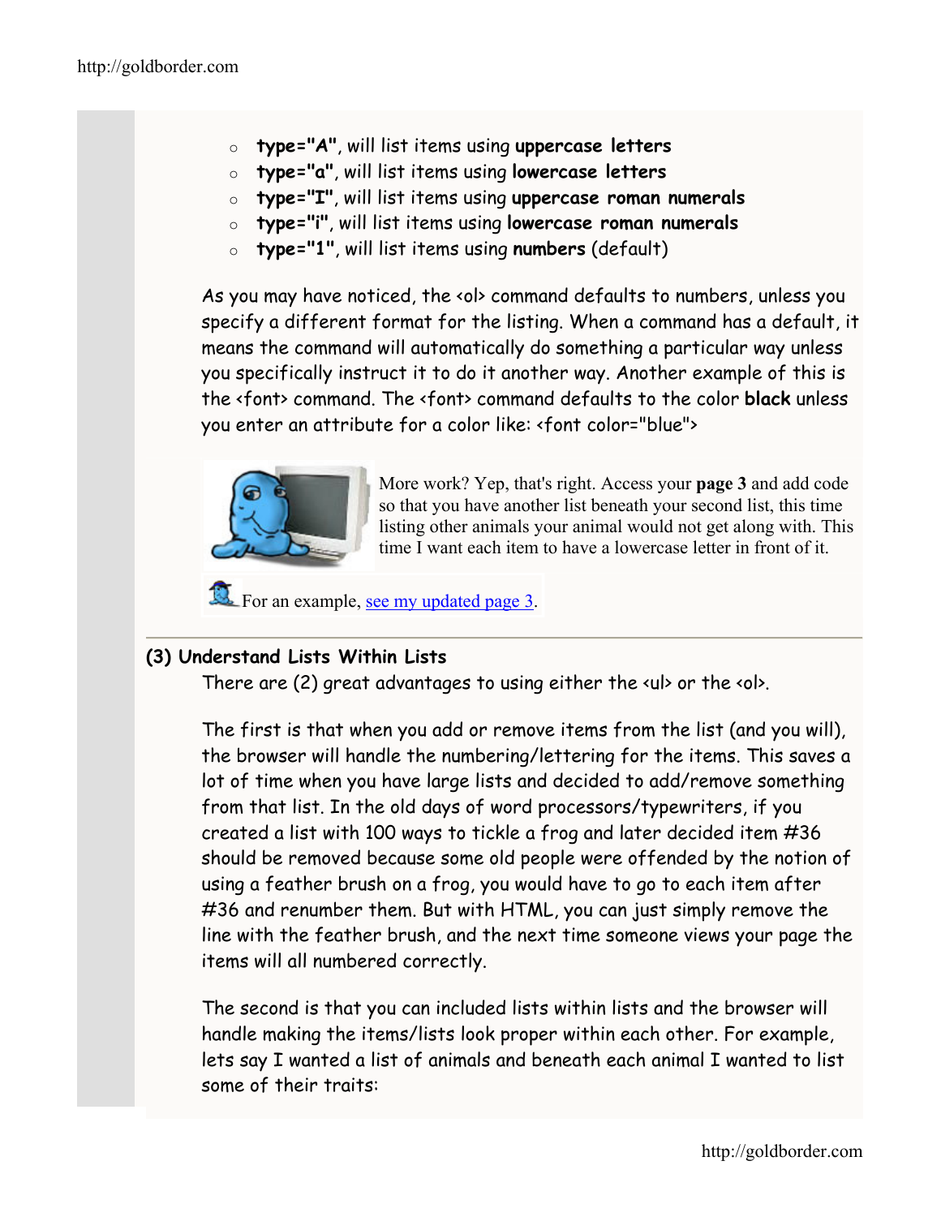- **type="A"**, will list items using **uppercase letters**
- **type="a"**, will list items using **lowercase letters**
- **type="I"**, will list items using **uppercase roman numerals**
- **type="i"**, will list items using **lowercase roman numerals**
- **type="1"**, will list items using **numbers** (default)

As you may have noticed, the <ol> command defaults to numbers, unless you specify a different format for the listing. When a command has a default, it means the command will automatically do something a particular way unless you specifically instruct it to do it another way. Another example of this is the <font> command. The <font> command defaults to the color **black** unless you enter an attribute for a color like: <font color="blue">

More work? Yep, that's right. Access your **page 3** and add code so that you have another list beneath your second list, this time listing other animals your animal would not get along with. This time I want each item to have a lowercase letter in front of it.

For an example, see my updated page 3.

### (3) Understand Lists Within Lists

There are (2) great advantages to using either the <ul> or the <ol>.

The first is that when you add or remove items from the list (and you will), the browser will handle the numbering/lettering for the items. This saves a lot of time when you have large lists and decided to add/remove something from that list. In the old days of word processors/typewriters, if you created a list with 100 ways to tickle a frog and later decided item #36 should be removed because some old people were offended by the notion of using a feather brush on a frog, you would have to go to each item after #36 and renumber them. But with HTML, you can just simply remove the line with the feather brush, and the next time someone views your page the items will all numbered correctly.

The second is that you can included lists within lists and the browser will handle making the items/lists look proper within each other. For example, lets say I wanted a list of animals and beneath each animal I wanted to list some of their traits: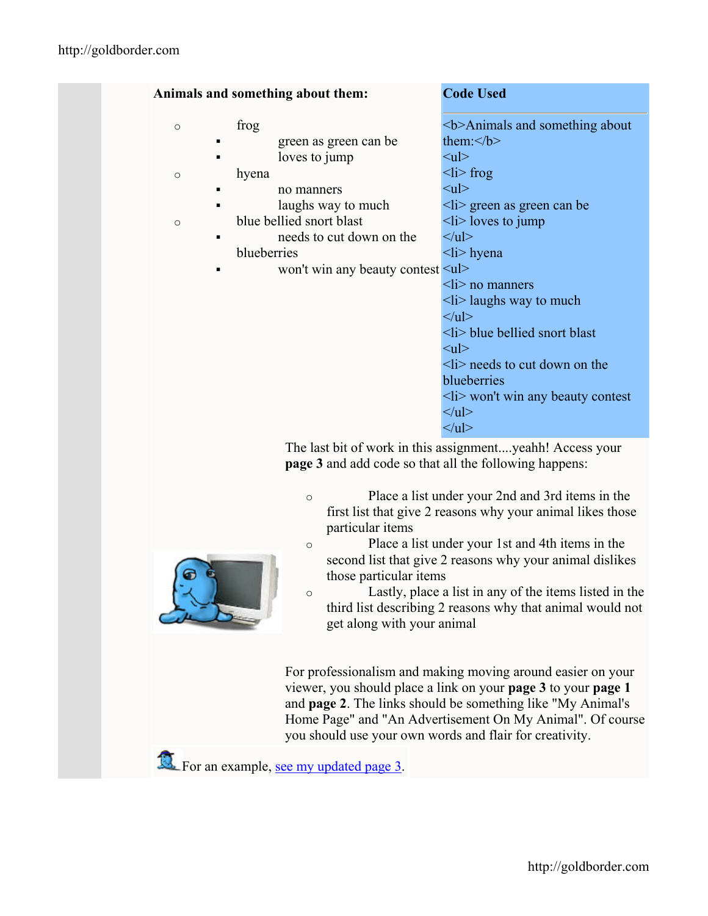**Animals and something about them:**

- frog
  - green as green can be
  - loves to jump
- hyena
  - no manners
  - laughs way to much
- blue bellied snort blast
  - needs to cut down on the blueberries
  - won't win any beauty contest

**Code Used**

```
<b>Animals and something about them:</b>
<ul>
<li> frog
<ul>
<li> green as green can be
<li> loves to jump
</ul>
<li> hyena
<ul>
<li> no manners
<li> laughs way to much
</ul>
<li> blue bellied snort blast
<ul>
<li> needs to cut down on the blueberries
<li> won't win any beauty contest
</ul>
</ul>
```

The last bit of work in this assignment....yeahh! Access your **page 3** and add code so that all the following happens:

- Place a list under your 2nd and 3rd items in the first list that give 2 reasons why your animal likes those particular items
- Place a list under your 1st and 4th items in the second list that give 2 reasons why your animal dislikes those particular items
- Lastly, place a list in any of the items listed in the third list describing 2 reasons why that animal would not get along with your animal

For professionalism and making moving around easier on your viewer, you should place a link on your **page 3** to your **page 1** and **page 2**. The links should be something like "My Animal's Home Page" and "An Advertisement On My Animal". Of course you should use your own words and flair for creativity.

For an example, [see my updated page 3](#).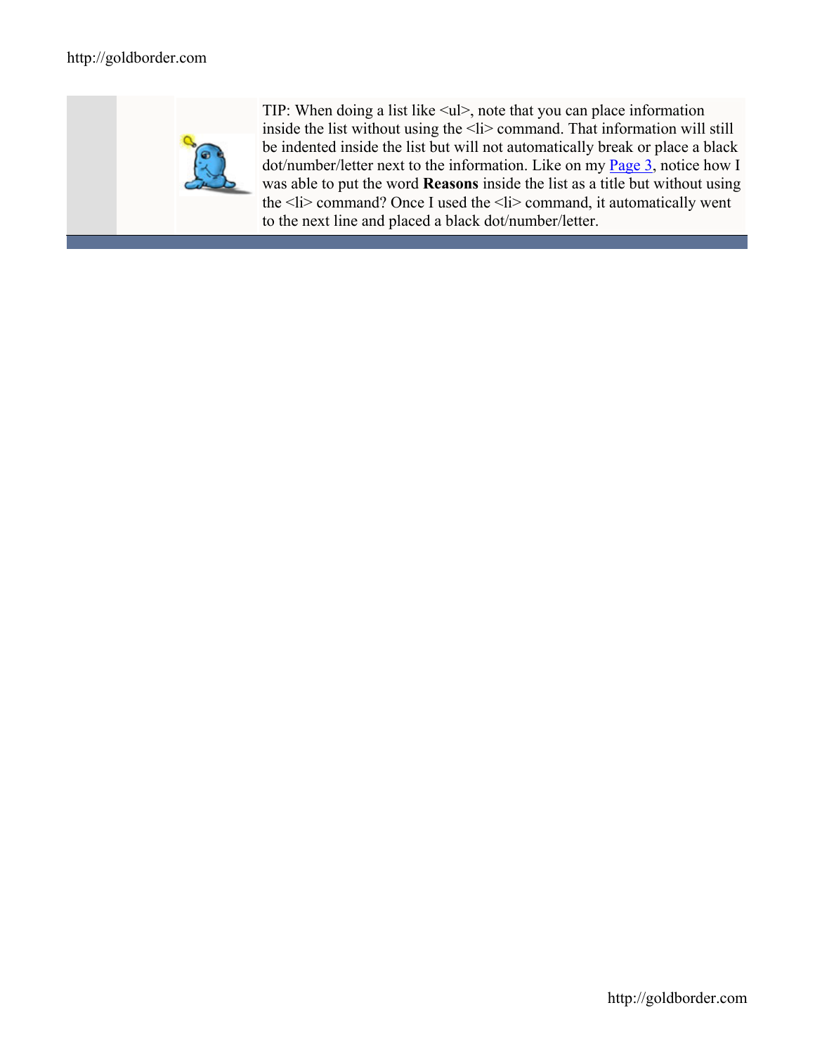TIP: When doing a list like <ul>, note that you can place information inside the list without using the <li> command. That information will still be indented inside the list but will not automatically break or place a black dot/number/letter next to the information. Like on my Page 3, notice how I was able to put the word **Reasons** inside the list as a title but without using the <li> command? Once I used the <li> command, it automatically went to the next line and placed a black dot/number/letter.